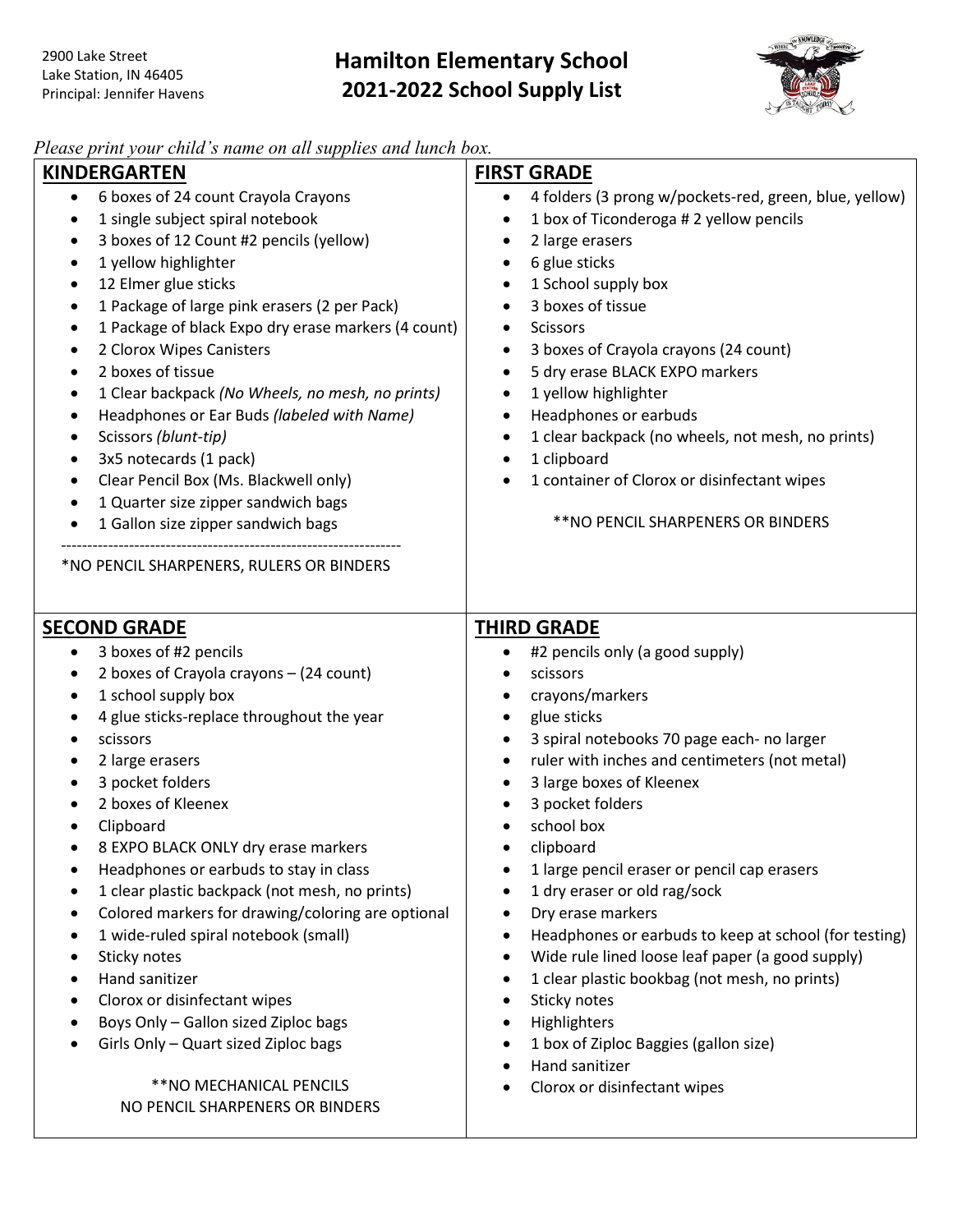2900 Lake Street
Lake Station, IN 46405
Principal: Jennifer Havens

# Hamilton Elementary School
# 2021-2022 School Supply List

*Please print your child's name on all supplies and lunch box.*

## KINDERGARTEN

- 6 boxes of 24 count Crayola Crayons
- 1 single subject spiral notebook
- 3 boxes of 12 Count #2 pencils (yellow)
- 1 yellow highlighter
- 12 Elmer glue sticks
- 1 Package of large pink erasers (2 per Pack)
- 1 Package of black Expo dry erase markers (4 count)
- 2 Clorox Wipes Canisters
- 2 boxes of tissue
- 1 Clear backpack *(No Wheels, no mesh, no prints)*
- Headphones or Ear Buds *(labeled with Name)*
- Scissors *(blunt-tip)*
- 3x5 notecards (1 pack)
- Clear Pencil Box (Ms. Blackwell only)
- 1 Quarter size zipper sandwich bags
- 1 Gallon size zipper sandwich bags

----------------------------------------------------------------

*NO PENCIL SHARPENERS, RULERS OR BINDERS

## FIRST GRADE

- 4 folders (3 prong w/pockets-red, green, blue, yellow)
- 1 box of Ticonderoga # 2 yellow pencils
- 2 large erasers
- 6 glue sticks
- 1 School supply box
- 3 boxes of tissue
- Scissors
- 3 boxes of Crayola crayons (24 count)
- 5 dry erase BLACK EXPO markers
- 1 yellow highlighter
- Headphones or earbuds
- 1 clear backpack (no wheels, not mesh, no prints)
- 1 clipboard
- 1 container of Clorox or disinfectant wipes

**NO PENCIL SHARPENERS OR BINDERS

## SECOND GRADE

- 3 boxes of #2 pencils
- 2 boxes of Crayola crayons – (24 count)
- 1 school supply box
- 4 glue sticks-replace throughout the year
- scissors
- 2 large erasers
- 3 pocket folders
- 2 boxes of Kleenex
- Clipboard
- 8 EXPO BLACK ONLY dry erase markers
- Headphones or earbuds to stay in class
- 1 clear plastic backpack (not mesh, no prints)
- Colored markers for drawing/coloring are optional
- 1 wide-ruled spiral notebook (small)
- Sticky notes
- Hand sanitizer
- Clorox or disinfectant wipes
- Boys Only – Gallon sized Ziploc bags
- Girls Only – Quart sized Ziploc bags

**NO MECHANICAL PENCILS
NO PENCIL SHARPENERS OR BINDERS

## THIRD GRADE

- #2 pencils only (a good supply)
- scissors
- crayons/markers
- glue sticks
- 3 spiral notebooks 70 page each- no larger
- ruler with inches and centimeters (not metal)
- 3 large boxes of Kleenex
- 3 pocket folders
- school box
- clipboard
- 1 large pencil eraser or pencil cap erasers
- 1 dry eraser or old rag/sock
- Dry erase markers
- Headphones or earbuds to keep at school (for testing)
- Wide rule lined loose leaf paper (a good supply)
- 1 clear plastic bookbag (not mesh, no prints)
- Sticky notes
- Highlighters
- 1 box of Ziploc Baggies (gallon size)
- Hand sanitizer
- Clorox or disinfectant wipes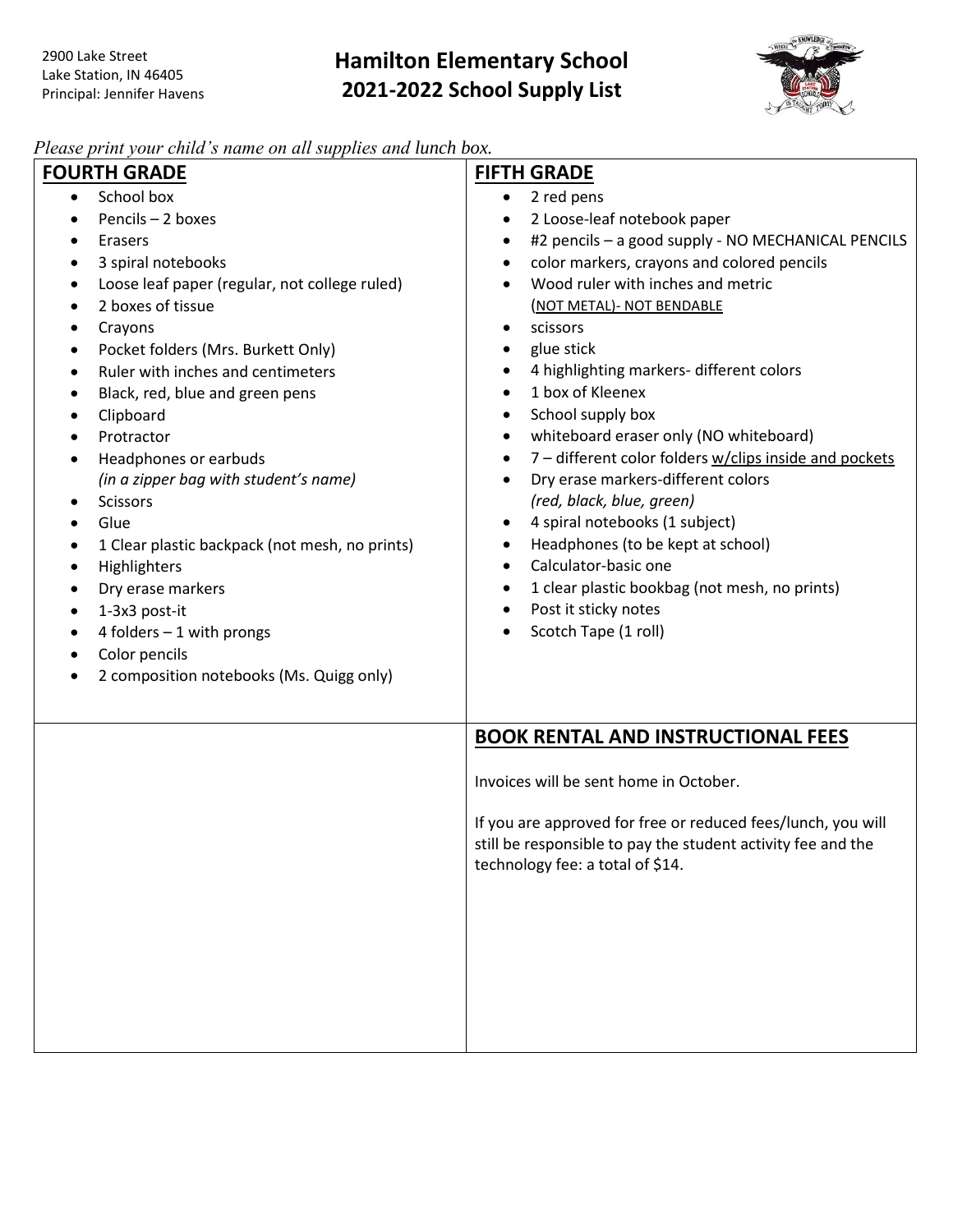2900 Lake Street
Lake Station, IN 46405
Principal: Jennifer Havens

# Hamilton Elementary School
## 2021-2022 School Supply List

*Please print your child's name on all supplies and lunch box.*

## FOURTH GRADE

- School box
- Pencils – 2 boxes
- Erasers
- 3 spiral notebooks
- Loose leaf paper (regular, not college ruled)
- 2 boxes of tissue
- Crayons
- Pocket folders (Mrs. Burkett Only)
- Ruler with inches and centimeters
- Black, red, blue and green pens
- Clipboard
- Protractor
- Headphones or earbuds
  *(in a zipper bag with student's name)*
- Scissors
- Glue
- 1 Clear plastic backpack (not mesh, no prints)
- Highlighters
- Dry erase markers
- 1-3x3 post-it
- 4 folders – 1 with prongs
- Color pencils
- 2 composition notebooks (Ms. Quigg only)

## FIFTH GRADE

- 2 red pens
- 2 Loose-leaf notebook paper
- #2 pencils – a good supply - NO MECHANICAL PENCILS
- color markers, crayons and colored pencils
- Wood ruler with inches and metric
  (NOT METAL)- NOT BENDABLE
- scissors
- glue stick
- 4 highlighting markers- different colors
- 1 box of Kleenex
- School supply box
- whiteboard eraser only (NO whiteboard)
- 7 – different color folders w/clips inside and pockets
- Dry erase markers-different colors
  *(red, black, blue, green)*
- 4 spiral notebooks (1 subject)
- Headphones (to be kept at school)
- Calculator-basic one
- 1 clear plastic bookbag (not mesh, no prints)
- Post it sticky notes
- Scotch Tape (1 roll)

## BOOK RENTAL AND INSTRUCTIONAL FEES

Invoices will be sent home in October.

If you are approved for free or reduced fees/lunch, you will still be responsible to pay the student activity fee and the technology fee: a total of $14.